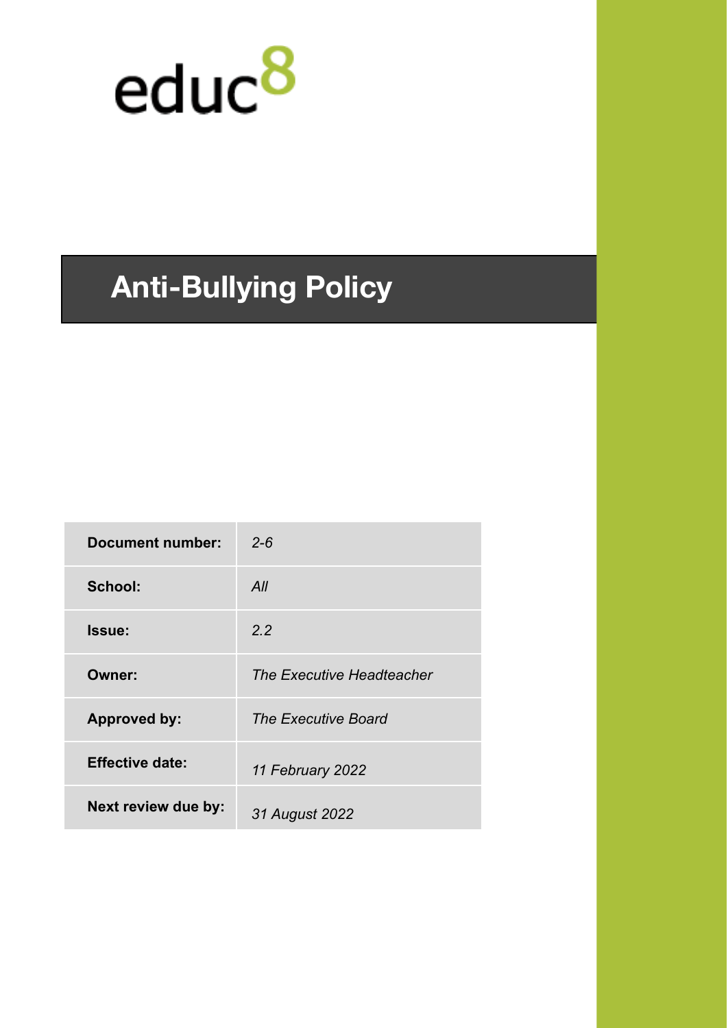educ8

# Anti-Bullying Policy

| | |
|---|---|
| **Document number:** | *2-6* |
| **School:** | *All* |
| **Issue:** | *2.2* |
| **Owner:** | *The Executive Headteacher* |
| **Approved by:** | *The Executive Board* |
| **Effective date:** | *11 February 2022* |
| **Next review due by:** | *31 August 2022* |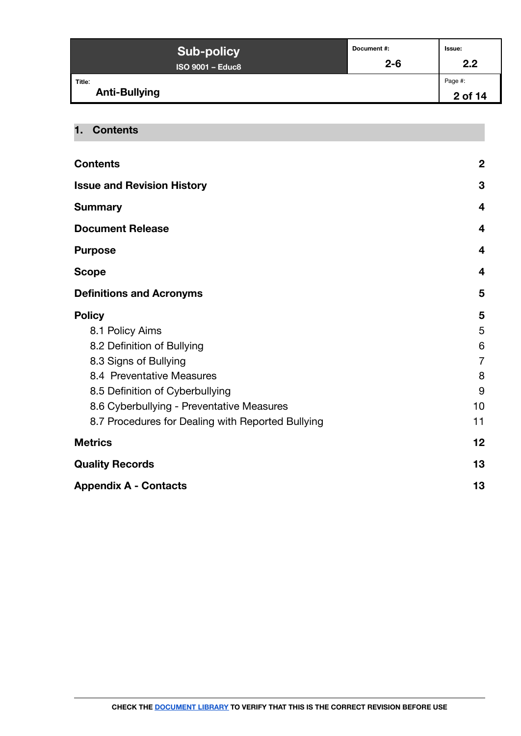## 1. Contents

| | |
|---|---|
| **Contents** | **2** |
| **Issue and Revision History** | **3** |
| **Summary** | **4** |
| **Document Release** | **4** |
| **Purpose** | **4** |
| **Scope** | **4** |
| **Definitions and Acronyms** | **5** |
| **Policy** | **5** |
| 8.1 Policy Aims | 5 |
| 8.2 Definition of Bullying | 6 |
| 8.3 Signs of Bullying | 7 |
| 8.4 Preventative Measures | 8 |
| 8.5 Definition of Cyberbullying | 9 |
| 8.6 Cyberbullying - Preventative Measures | 10 |
| 8.7 Procedures for Dealing with Reported Bullying | 11 |
| **Metrics** | **12** |
| **Quality Records** | **13** |
| **Appendix A - Contacts** | **13** |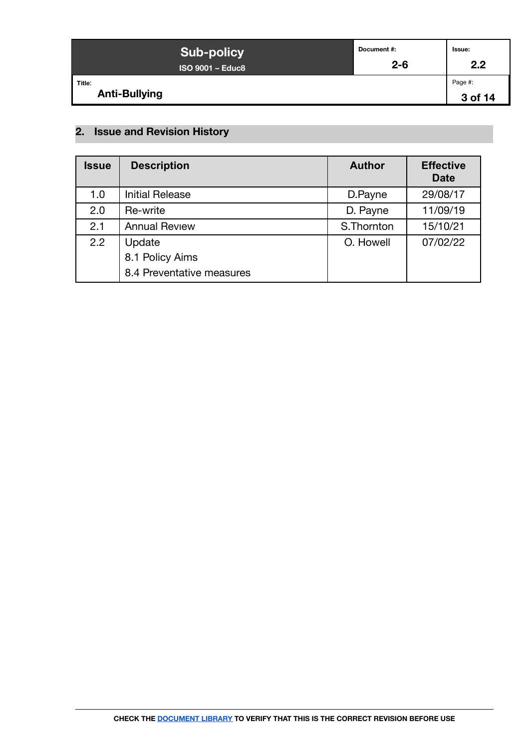## 2. Issue and Revision History

| Issue | Description | Author | Effective Date |
|---|---|---|---|
| 1.0 | Initial Release | D.Payne | 29/08/17 |
| 2.0 | Re-write | D. Payne | 11/09/19 |
| 2.1 | Annual Review | S.Thornton | 15/10/21 |
| 2.2 | Update<br>8.1 Policy Aims<br>8.4 Preventative measures | O. Howell | 07/02/22 |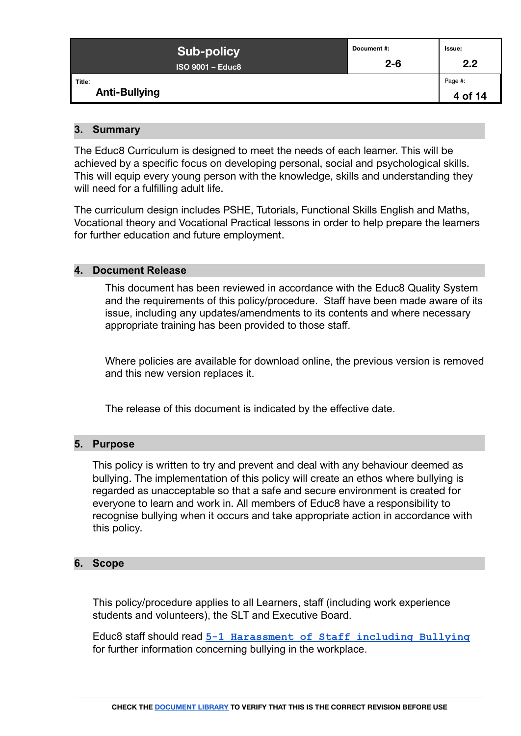## 3. Summary

The Educ8 Curriculum is designed to meet the needs of each learner. This will be achieved by a specific focus on developing personal, social and psychological skills. This will equip every young person with the knowledge, skills and understanding they will need for a fulfilling adult life.

The curriculum design includes PSHE, Tutorials, Functional Skills English and Maths, Vocational theory and Vocational Practical lessons in order to help prepare the learners for further education and future employment.

## 4. Document Release

This document has been reviewed in accordance with the Educ8 Quality System and the requirements of this policy/procedure. Staff have been made aware of its issue, including any updates/amendments to its contents and where necessary appropriate training has been provided to those staff.

Where policies are available for download online, the previous version is removed and this new version replaces it.

The release of this document is indicated by the effective date.

## 5. Purpose

This policy is written to try and prevent and deal with any behaviour deemed as bullying. The implementation of this policy will create an ethos where bullying is regarded as unacceptable so that a safe and secure environment is created for everyone to learn and work in. All members of Educ8 have a responsibility to recognise bullying when it occurs and take appropriate action in accordance with this policy.

## 6. Scope

This policy/procedure applies to all Learners, staff (including work experience students and volunteers), the SLT and Executive Board.

Educ8 staff should read `5-1 Harassment of Staff including Bullying` for further information concerning bullying in the workplace.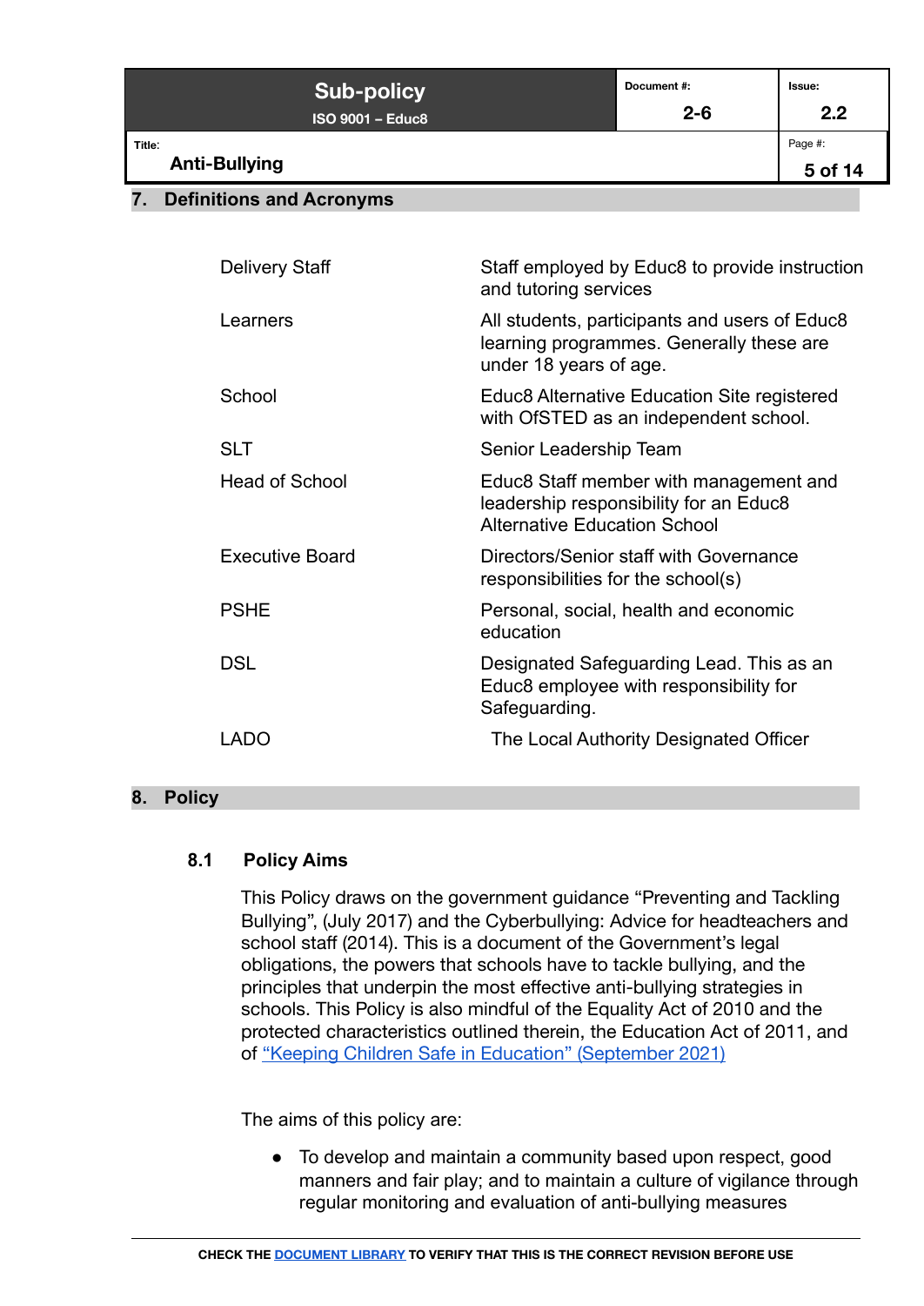## 7. Definitions and Acronyms

| | |
|---|---|
| Delivery Staff | Staff employed by Educ8 to provide instruction and tutoring services |
| Learners | All students, participants and users of Educ8 learning programmes. Generally these are under 18 years of age. |
| School | Educ8 Alternative Education Site registered with OfSTED as an independent school. |
| SLT | Senior Leadership Team |
| Head of School | Educ8 Staff member with management and leadership responsibility for an Educ8 Alternative Education School |
| Executive Board | Directors/Senior staff with Governance responsibilities for the school(s) |
| PSHE | Personal, social, health and economic education |
| DSL | Designated Safeguarding Lead. This as an Educ8 employee with responsibility for Safeguarding. |
| LADO | The Local Authority Designated Officer |

## 8. Policy

### 8.1 Policy Aims

This Policy draws on the government guidance "Preventing and Tackling Bullying", (July 2017) and the Cyberbullying: Advice for headteachers and school staff (2014). This is a document of the Government's legal obligations, the powers that schools have to tackle bullying, and the principles that underpin the most effective anti-bullying strategies in schools. This Policy is also mindful of the Equality Act of 2010 and the protected characteristics outlined therein, the Education Act of 2011, and of "Keeping Children Safe in Education" (September 2021)

The aims of this policy are:

- To develop and maintain a community based upon respect, good manners and fair play; and to maintain a culture of vigilance through regular monitoring and evaluation of anti-bullying measures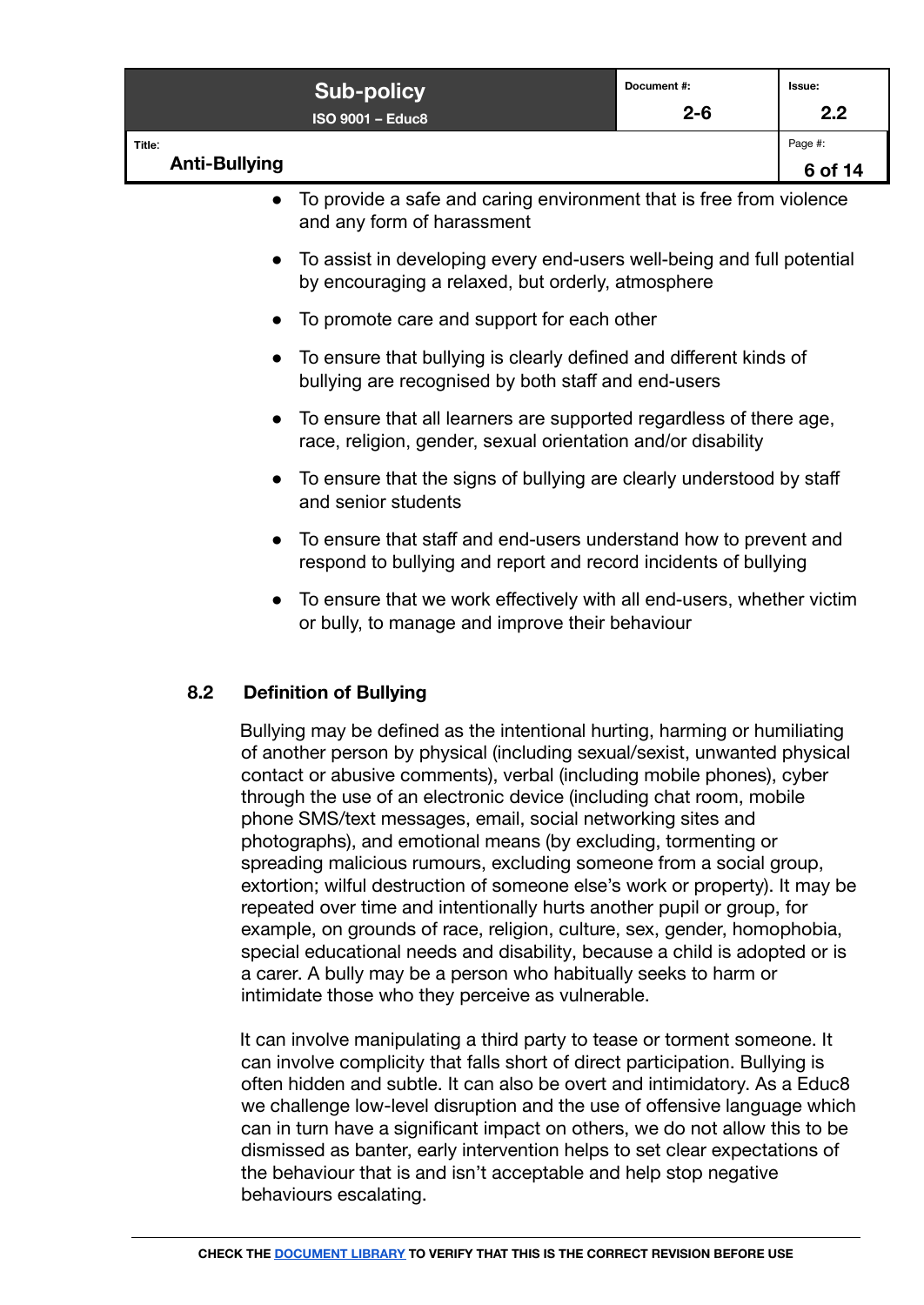- To provide a safe and caring environment that is free from violence and any form of harassment
- To assist in developing every end-users well-being and full potential by encouraging a relaxed, but orderly, atmosphere
- To promote care and support for each other
- To ensure that bullying is clearly defined and different kinds of bullying are recognised by both staff and end-users
- To ensure that all learners are supported regardless of there age, race, religion, gender, sexual orientation and/or disability
- To ensure that the signs of bullying are clearly understood by staff and senior students
- To ensure that staff and end-users understand how to prevent and respond to bullying and report and record incidents of bullying
- To ensure that we work effectively with all end-users, whether victim or bully, to manage and improve their behaviour

### 8.2 Definition of Bullying

Bullying may be defined as the intentional hurting, harming or humiliating of another person by physical (including sexual/sexist, unwanted physical contact or abusive comments), verbal (including mobile phones), cyber through the use of an electronic device (including chat room, mobile phone SMS/text messages, email, social networking sites and photographs), and emotional means (by excluding, tormenting or spreading malicious rumours, excluding someone from a social group, extortion; wilful destruction of someone else's work or property). It may be repeated over time and intentionally hurts another pupil or group, for example, on grounds of race, religion, culture, sex, gender, homophobia, special educational needs and disability, because a child is adopted or is a carer. A bully may be a person who habitually seeks to harm or intimidate those who they perceive as vulnerable.

It can involve manipulating a third party to tease or torment someone. It can involve complicity that falls short of direct participation. Bullying is often hidden and subtle. It can also be overt and intimidatory. As a Educ8 we challenge low-level disruption and the use of offensive language which can in turn have a significant impact on others, we do not allow this to be dismissed as banter, early intervention helps to set clear expectations of the behaviour that is and isn't acceptable and help stop negative behaviours escalating.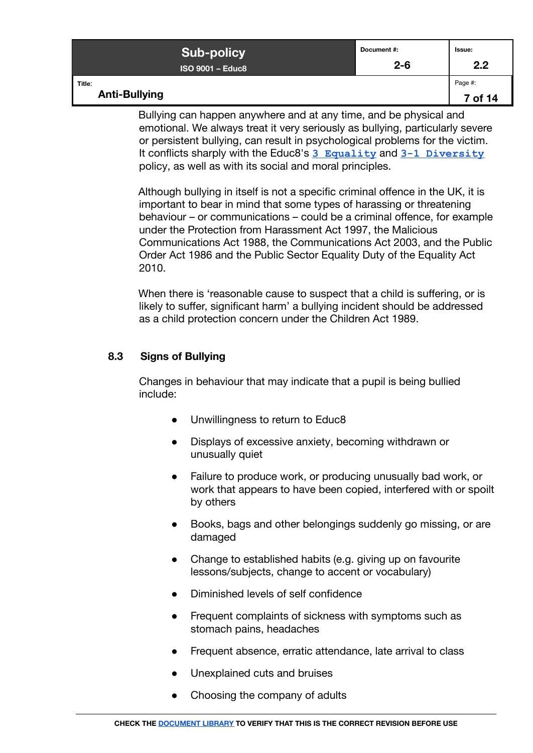Bullying can happen anywhere and at any time, and be physical and emotional. We always treat it very seriously as bullying, particularly severe or persistent bullying, can result in psychological problems for the victim. It conflicts sharply with the Educ8's **3 Equality** and **3-1 Diversity** policy, as well as with its social and moral principles.

Although bullying in itself is not a specific criminal offence in the UK, it is important to bear in mind that some types of harassing or threatening behaviour – or communications – could be a criminal offence, for example under the Protection from Harassment Act 1997, the Malicious Communications Act 1988, the Communications Act 2003, and the Public Order Act 1986 and the Public Sector Equality Duty of the Equality Act 2010.

When there is 'reasonable cause to suspect that a child is suffering, or is likely to suffer, significant harm' a bullying incident should be addressed as a child protection concern under the Children Act 1989.

### 8.3 Signs of Bullying

Changes in behaviour that may indicate that a pupil is being bullied include:

- Unwillingness to return to Educ8
- Displays of excessive anxiety, becoming withdrawn or unusually quiet
- Failure to produce work, or producing unusually bad work, or work that appears to have been copied, interfered with or spoilt by others
- Books, bags and other belongings suddenly go missing, or are damaged
- Change to established habits (e.g. giving up on favourite lessons/subjects, change to accent or vocabulary)
- Diminished levels of self confidence
- Frequent complaints of sickness with symptoms such as stomach pains, headaches
- Frequent absence, erratic attendance, late arrival to class
- Unexplained cuts and bruises
- Choosing the company of adults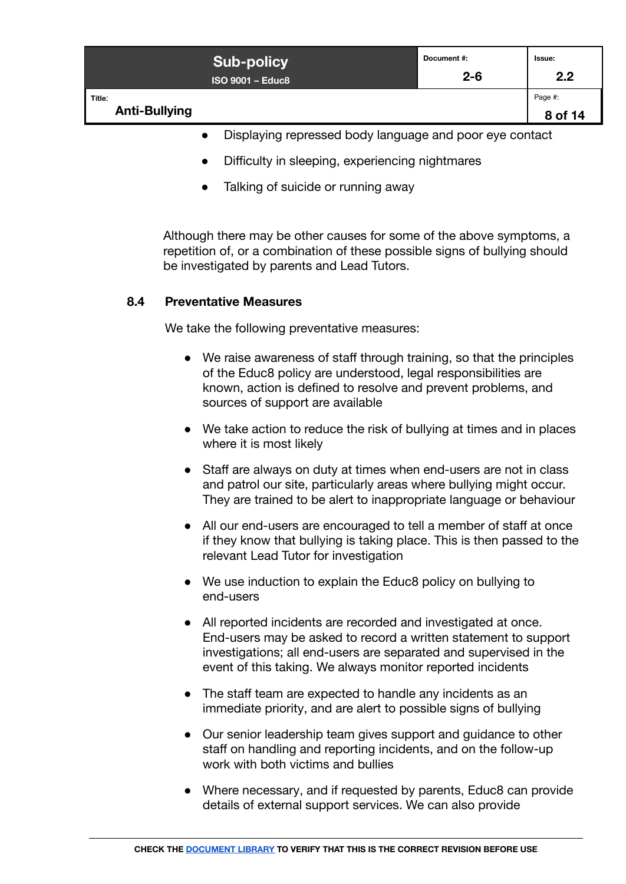- Displaying repressed body language and poor eye contact
- Difficulty in sleeping, experiencing nightmares
- Talking of suicide or running away

Although there may be other causes for some of the above symptoms, a repetition of, or a combination of these possible signs of bullying should be investigated by parents and Lead Tutors.

### 8.4 Preventative Measures

We take the following preventative measures:

- We raise awareness of staff through training, so that the principles of the Educ8 policy are understood, legal responsibilities are known, action is defined to resolve and prevent problems, and sources of support are available
- We take action to reduce the risk of bullying at times and in places where it is most likely
- Staff are always on duty at times when end-users are not in class and patrol our site, particularly areas where bullying might occur. They are trained to be alert to inappropriate language or behaviour
- All our end-users are encouraged to tell a member of staff at once if they know that bullying is taking place. This is then passed to the relevant Lead Tutor for investigation
- We use induction to explain the Educ8 policy on bullying to end-users
- All reported incidents are recorded and investigated at once. End-users may be asked to record a written statement to support investigations; all end-users are separated and supervised in the event of this taking. We always monitor reported incidents
- The staff team are expected to handle any incidents as an immediate priority, and are alert to possible signs of bullying
- Our senior leadership team gives support and guidance to other staff on handling and reporting incidents, and on the follow-up work with both victims and bullies
- Where necessary, and if requested by parents, Educ8 can provide details of external support services. We can also provide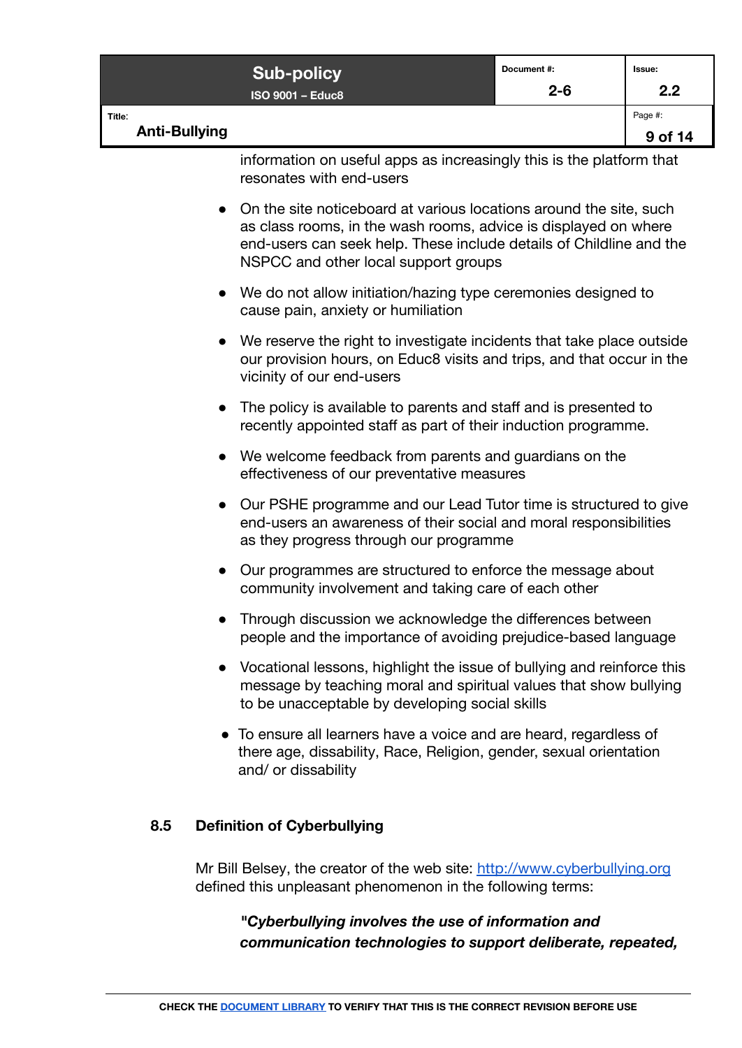information on useful apps as increasingly this is the platform that resonates with end-users

- On the site noticeboard at various locations around the site, such as class rooms, in the wash rooms, advice is displayed on where end-users can seek help. These include details of Childline and the NSPCC and other local support groups
- We do not allow initiation/hazing type ceremonies designed to cause pain, anxiety or humiliation
- We reserve the right to investigate incidents that take place outside our provision hours, on Educ8 visits and trips, and that occur in the vicinity of our end-users
- The policy is available to parents and staff and is presented to recently appointed staff as part of their induction programme.
- We welcome feedback from parents and guardians on the effectiveness of our preventative measures
- Our PSHE programme and our Lead Tutor time is structured to give end-users an awareness of their social and moral responsibilities as they progress through our programme
- Our programmes are structured to enforce the message about community involvement and taking care of each other
- Through discussion we acknowledge the differences between people and the importance of avoiding prejudice-based language
- Vocational lessons, highlight the issue of bullying and reinforce this message by teaching moral and spiritual values that show bullying to be unacceptable by developing social skills
- To ensure all learners have a voice and are heard, regardless of there age, dissability, Race, Religion, gender, sexual orientation and/ or dissability

### 8.5 Definition of Cyberbullying

Mr Bill Belsey, the creator of the web site: http://www.cyberbullying.org defined this unpleasant phenomenon in the following terms:

> ***"Cyberbullying involves the use of information and communication technologies to support deliberate, repeated,***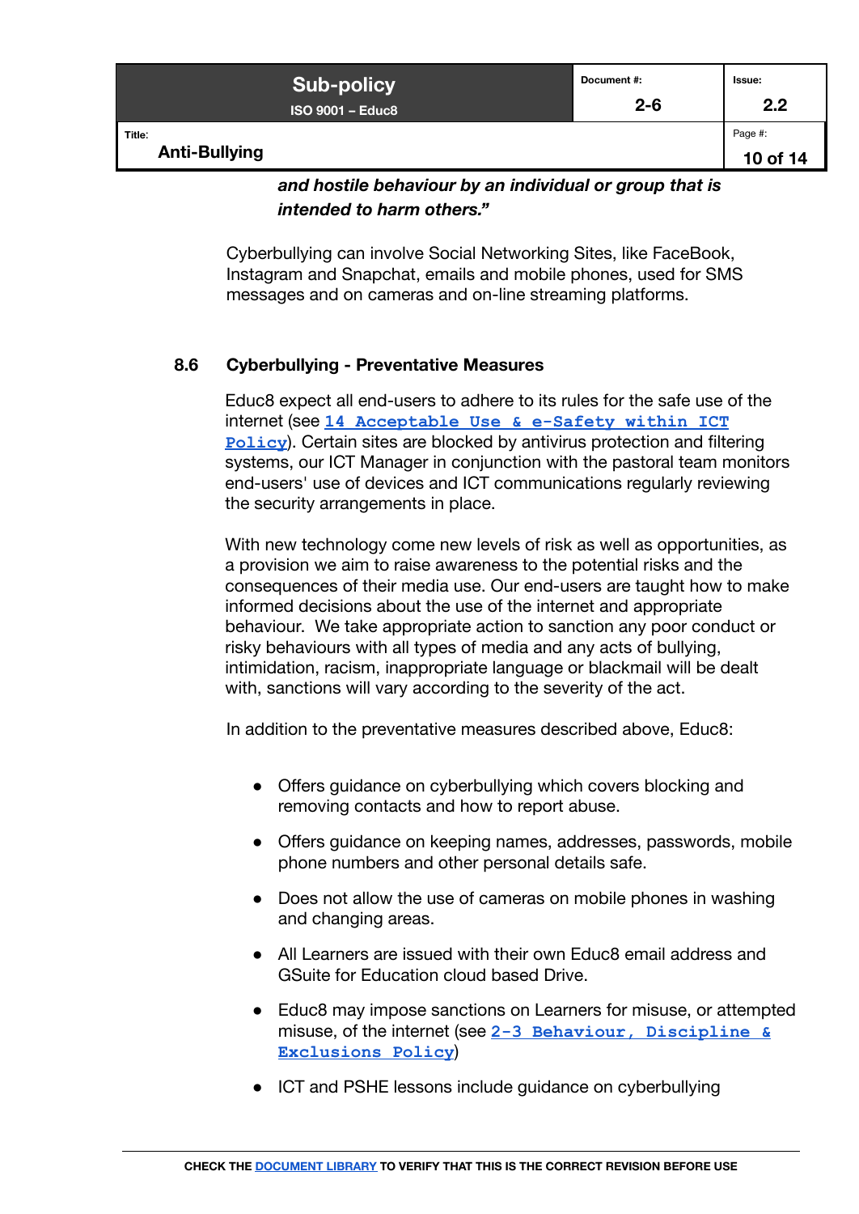***and hostile behaviour by an individual or group that is intended to harm others."***

Cyberbullying can involve Social Networking Sites, like FaceBook, Instagram and Snapchat, emails and mobile phones, used for SMS messages and on cameras and on-line streaming platforms.

### 8.6 Cyberbullying - Preventative Measures

Educ8 expect all end-users to adhere to its rules for the safe use of the internet (see **14 Acceptable Use & e-Safety within ICT Policy**). Certain sites are blocked by antivirus protection and filtering systems, our ICT Manager in conjunction with the pastoral team monitors end-users' use of devices and ICT communications regularly reviewing the security arrangements in place.

With new technology come new levels of risk as well as opportunities, as a provision we aim to raise awareness to the potential risks and the consequences of their media use. Our end-users are taught how to make informed decisions about the use of the internet and appropriate behaviour. We take appropriate action to sanction any poor conduct or risky behaviours with all types of media and any acts of bullying, intimidation, racism, inappropriate language or blackmail will be dealt with, sanctions will vary according to the severity of the act.

In addition to the preventative measures described above, Educ8:

- Offers guidance on cyberbullying which covers blocking and removing contacts and how to report abuse.
- Offers guidance on keeping names, addresses, passwords, mobile phone numbers and other personal details safe.
- Does not allow the use of cameras on mobile phones in washing and changing areas.
- All Learners are issued with their own Educ8 email address and GSuite for Education cloud based Drive.
- Educ8 may impose sanctions on Learners for misuse, or attempted misuse, of the internet (see **2-3 Behaviour, Discipline & Exclusions Policy**)
- ICT and PSHE lessons include guidance on cyberbullying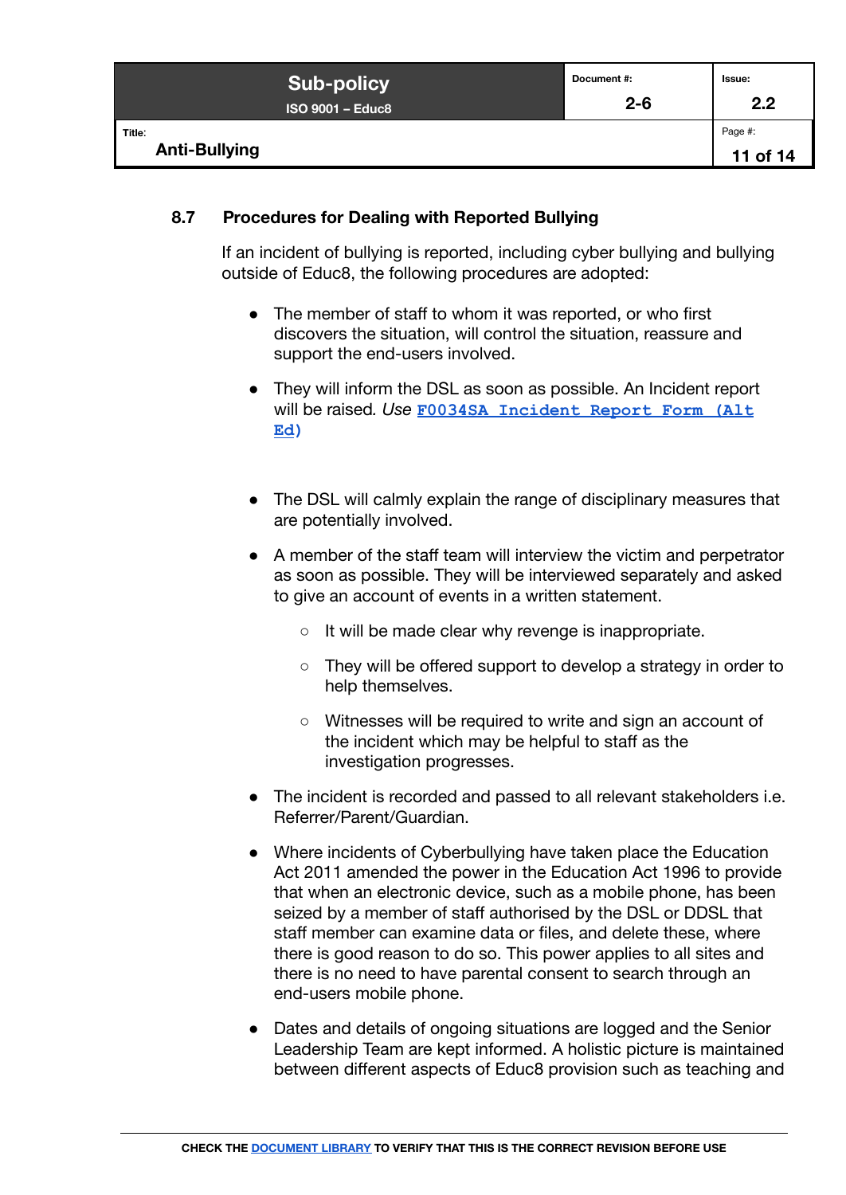### 8.7 Procedures for Dealing with Reported Bullying

If an incident of bullying is reported, including cyber bullying and bullying outside of Educ8, the following procedures are adopted:

- The member of staff to whom it was reported, or who first discovers the situation, will control the situation, reassure and support the end-users involved.
- They will inform the DSL as soon as possible. An Incident report will be raised*. Use* **F0034SA Incident Report Form (Alt Ed)**
- The DSL will calmly explain the range of disciplinary measures that are potentially involved.
- A member of the staff team will interview the victim and perpetrator as soon as possible. They will be interviewed separately and asked to give an account of events in a written statement.
  - It will be made clear why revenge is inappropriate.
  - They will be offered support to develop a strategy in order to help themselves.
  - Witnesses will be required to write and sign an account of the incident which may be helpful to staff as the investigation progresses.
- The incident is recorded and passed to all relevant stakeholders i.e. Referrer/Parent/Guardian.
- Where incidents of Cyberbullying have taken place the Education Act 2011 amended the power in the Education Act 1996 to provide that when an electronic device, such as a mobile phone, has been seized by a member of staff authorised by the DSL or DDSL that staff member can examine data or files, and delete these, where there is good reason to do so. This power applies to all sites and there is no need to have parental consent to search through an end-users mobile phone.
- Dates and details of ongoing situations are logged and the Senior Leadership Team are kept informed. A holistic picture is maintained between different aspects of Educ8 provision such as teaching and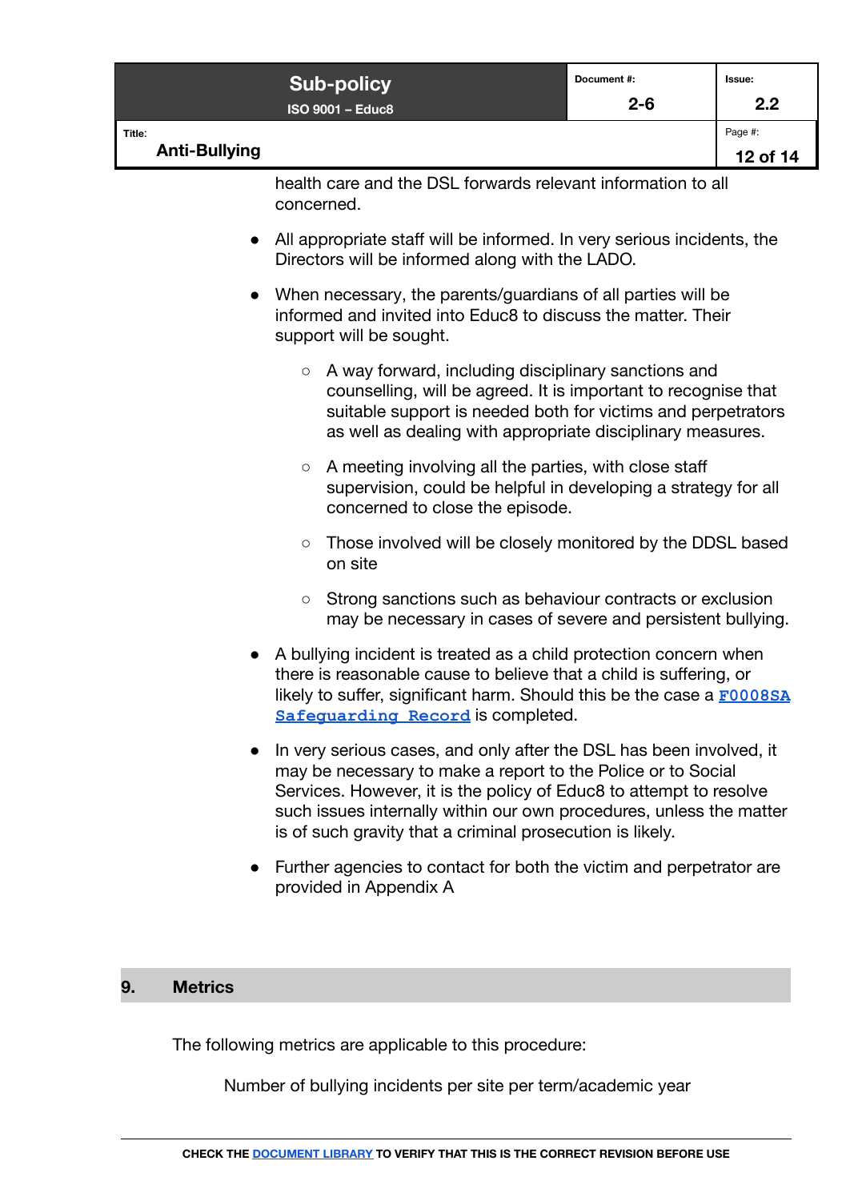health care and the DSL forwards relevant information to all concerned.

- All appropriate staff will be informed. In very serious incidents, the Directors will be informed along with the LADO.
- When necessary, the parents/guardians of all parties will be informed and invited into Educ8 to discuss the matter. Their support will be sought.
  - A way forward, including disciplinary sanctions and counselling, will be agreed. It is important to recognise that suitable support is needed both for victims and perpetrators as well as dealing with appropriate disciplinary measures.
  - A meeting involving all the parties, with close staff supervision, could be helpful in developing a strategy for all concerned to close the episode.
  - Those involved will be closely monitored by the DDSL based on site
  - Strong sanctions such as behaviour contracts or exclusion may be necessary in cases of severe and persistent bullying.
- A bullying incident is treated as a child protection concern when there is reasonable cause to believe that a child is suffering, or likely to suffer, significant harm. Should this be the case a F0008SA Safeguarding Record is completed.
- In very serious cases, and only after the DSL has been involved, it may be necessary to make a report to the Police or to Social Services. However, it is the policy of Educ8 to attempt to resolve such issues internally within our own procedures, unless the matter is of such gravity that a criminal prosecution is likely.
- Further agencies to contact for both the victim and perpetrator are provided in Appendix A

## 9. Metrics

The following metrics are applicable to this procedure:

Number of bullying incidents per site per term/academic year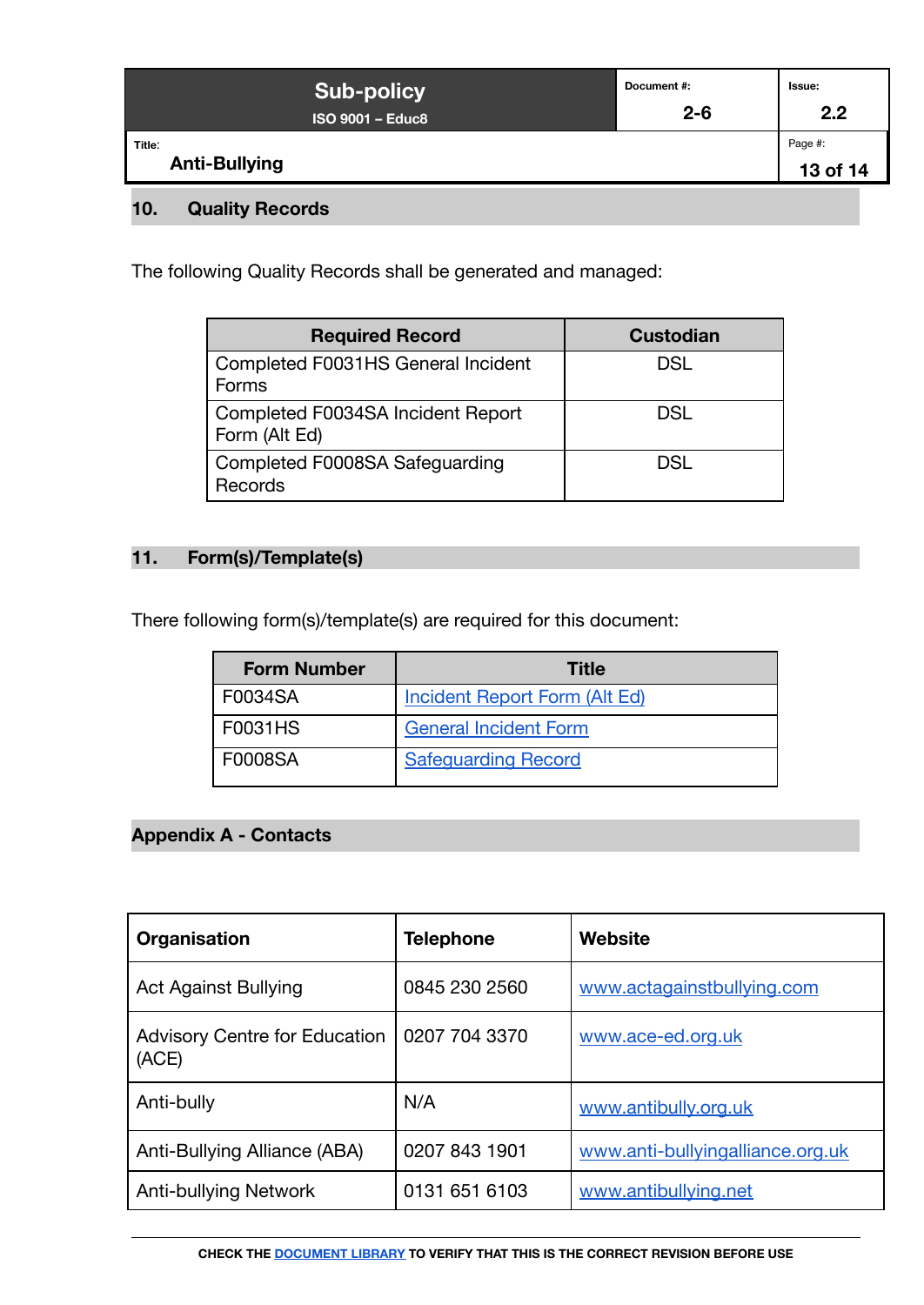## 10. Quality Records

The following Quality Records shall be generated and managed:

| Required Record | Custodian |
| --- | --- |
| Completed F0031HS General Incident Forms | DSL |
| Completed F0034SA Incident Report Form (Alt Ed) | DSL |
| Completed F0008SA Safeguarding Records | DSL |

## 11. Form(s)/Template(s)

There following form(s)/template(s) are required for this document:

| Form Number | Title |
| --- | --- |
| F0034SA | Incident Report Form (Alt Ed) |
| F0031HS | General Incident Form |
| F0008SA | Safeguarding Record |

## Appendix A - Contacts

| Organisation | Telephone | Website |
| --- | --- | --- |
| Act Against Bullying | 0845 230 2560 | www.actagainstbullying.com |
| Advisory Centre for Education (ACE) | 0207 704 3370 | www.ace-ed.org.uk |
| Anti-bully | N/A | www.antibully.org.uk |
| Anti-Bullying Alliance (ABA) | 0207 843 1901 | www.anti-bullyingalliance.org.uk |
| Anti-bullying Network | 0131 651 6103 | www.antibullying.net |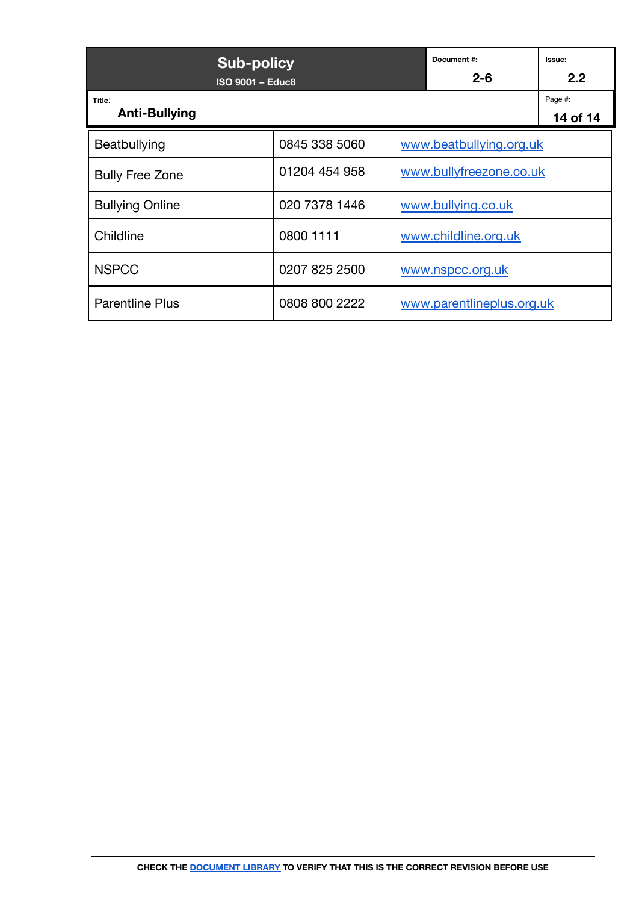| | | |
|---|---|---|
| Beatbullying | 0845 338 5060 | www.beatbullying.org.uk |
| Bully Free Zone | 01204 454 958 | www.bullyfreezone.co.uk |
| Bullying Online | 020 7378 1446 | www.bullying.co.uk |
| Childline | 0800 1111 | www.childline.org.uk |
| NSPCC | 0207 825 2500 | www.nspcc.org.uk |
| Parentline Plus | 0808 800 2222 | www.parentlineplus.org.uk |